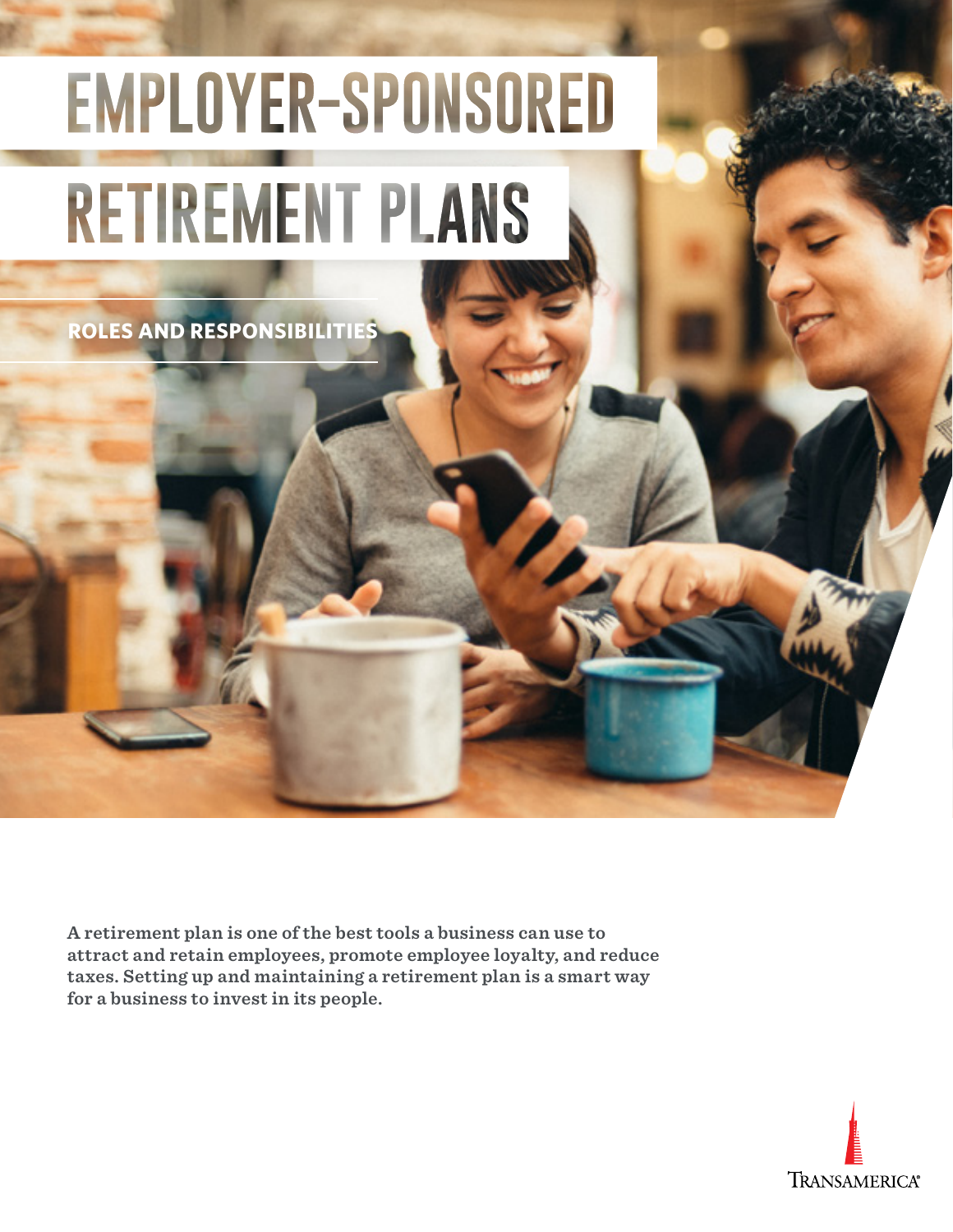# EMPLOYER-SPONSORED RETIREMENT PLANS

## ROLES AND RESPONSIBILITIES

**A retirement plan is one of the best tools a business can use to attract and retain employees, promote employee loyalty, and reduce taxes. Setting up and maintaining a retirement plan is a smart way for a business to invest in its people.**

TRANSAMERICA®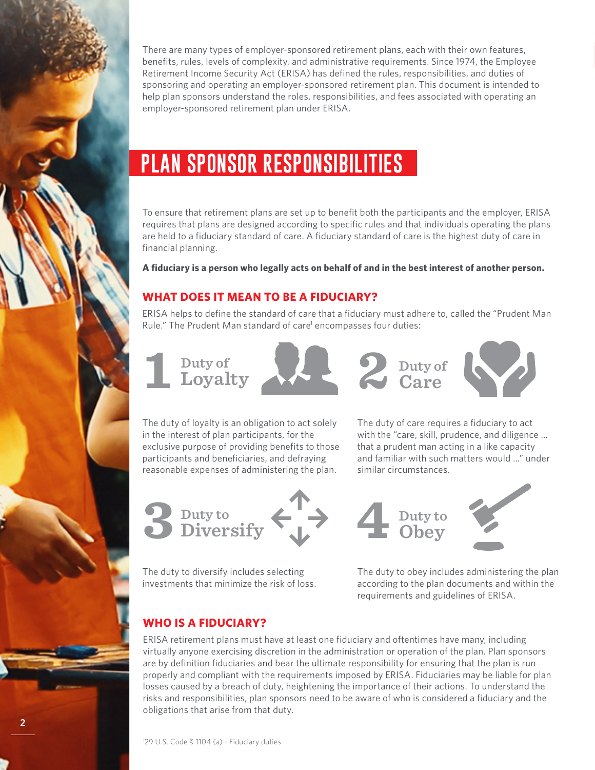There are many types of employer-sponsored retirement plans, each with their own features, benefits, rules, levels of complexity, and administrative requirements. Since 1974, the Employee Retirement Income Security Act (ERISA) has defined the rules, responsibilities, and duties of sponsoring and operating an employer-sponsored retirement plan. This document is intended to help plan sponsors understand the roles, responsibilities, and fees associated with operating an employer-sponsored retirement plan under ERISA.

# PLAN SPONSOR RESPONSIBILITIES

To ensure that retirement plans are set up to benefit both the participants and the employer, ERISA requires that plans are designed according to specific rules and that individuals operating the plans are held to a fiduciary standard of care. A fiduciary standard of care is the highest duty of care in financial planning.

**A fiduciary is a person who legally acts on behalf of and in the best interest of another person.**

## WHAT DOES IT MEAN TO BE A FIDUCIARY?

ERISA helps to define the standard of care that a fiduciary must adhere to, called the "Prudent Man Rule." The Prudent Man standard of care[1] encompasses four duties:

### 1 Duty of Loyalty

The duty of loyalty is an obligation to act solely in the interest of plan participants, for the exclusive purpose of providing benefits to those participants and beneficiaries, and defraying reasonable expenses of administering the plan.

### 2 Duty of Care

The duty of care requires a fiduciary to act with the "care, skill, prudence, and diligence … that a prudent man acting in a like capacity and familiar with such matters would …" under similar circumstances.

### 3 Duty to Diversify

The duty to diversify includes selecting investments that minimize the risk of loss.

### 4 Duty to Obey

The duty to obey includes administering the plan according to the plan documents and within the requirements and guidelines of ERISA.

## WHO IS A FIDUCIARY?

ERISA retirement plans must have at least one fiduciary and oftentimes have many, including virtually anyone exercising discretion in the administration or operation of the plan. Plan sponsors are by definition fiduciaries and bear the ultimate responsibility for ensuring that the plan is run properly and compliant with the requirements imposed by ERISA. Fiduciaries may be liable for plan losses caused by a breach of duty, heightening the importance of their actions. To understand the risks and responsibilities, plan sponsors need to be aware of who is considered a fiduciary and the obligations that arise from that duty.

[1] 29 U.S. Code § 1104 (a) - Fiduciary duties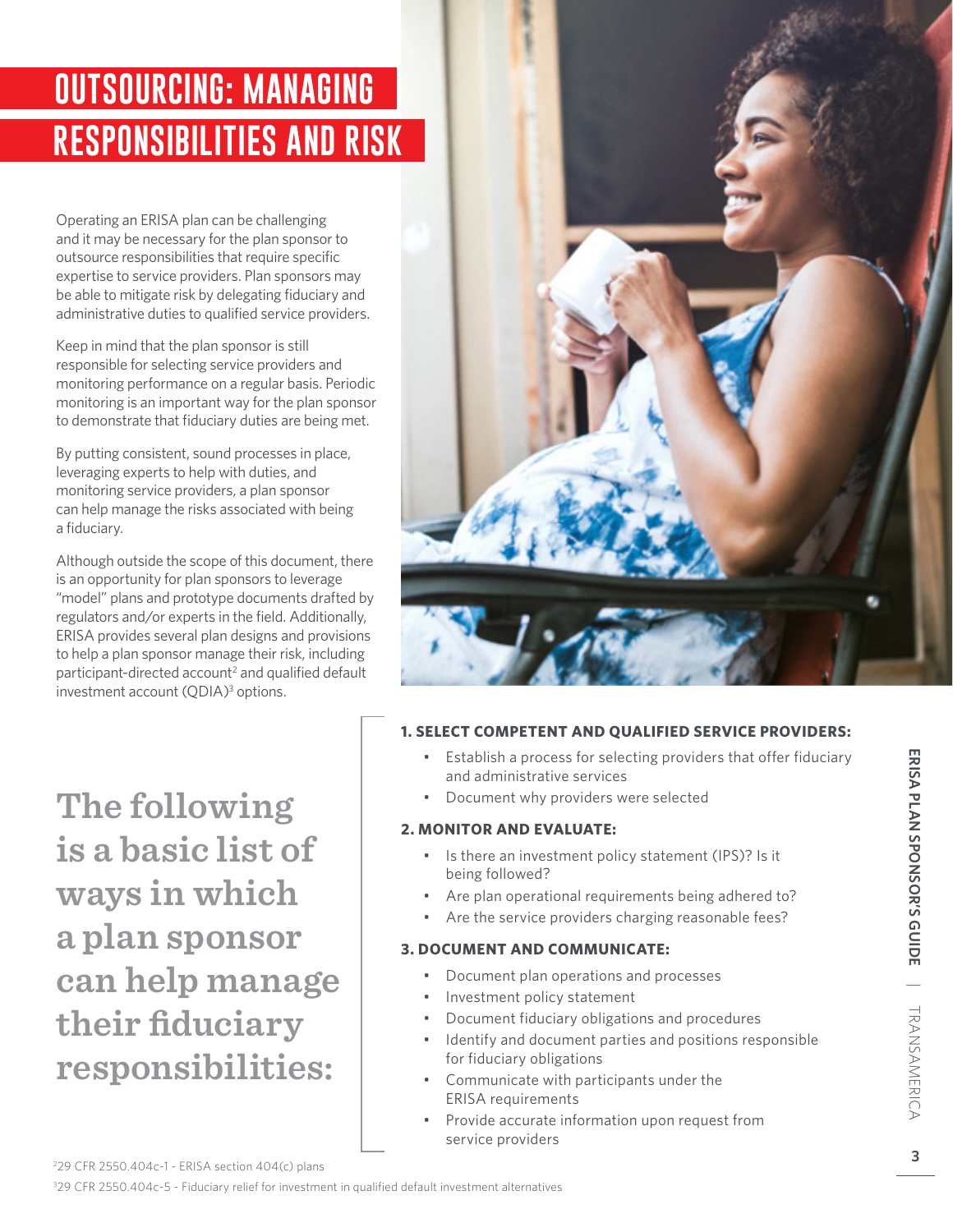# OUTSOURCING: MANAGING RESPONSIBILITIES AND RISK

Operating an ERISA plan can be challenging and it may be necessary for the plan sponsor to outsource responsibilities that require specific expertise to service providers. Plan sponsors may be able to mitigate risk by delegating fiduciary and administrative duties to qualified service providers.

Keep in mind that the plan sponsor is still responsible for selecting service providers and monitoring performance on a regular basis. Periodic monitoring is an important way for the plan sponsor to demonstrate that fiduciary duties are being met.

By putting consistent, sound processes in place, leveraging experts to help with duties, and monitoring service providers, a plan sponsor can help manage the risks associated with being a fiduciary.

Although outside the scope of this document, there is an opportunity for plan sponsors to leverage "model" plans and prototype documents drafted by regulators and/or experts in the field. Additionally, ERISA provides several plan designs and provisions to help a plan sponsor manage their risk, including participant-directed account[2] and qualified default investment account (QDIA)[3] options.

## The following is a basic list of ways in which a plan sponsor can help manage their fiduciary responsibilities:

**1. SELECT COMPETENT AND QUALIFIED SERVICE PROVIDERS:**

- Establish a process for selecting providers that offer fiduciary and administrative services
- Document why providers were selected

**2. MONITOR AND EVALUATE:**

- Is there an investment policy statement (IPS)? Is it being followed?
- Are plan operational requirements being adhered to?
- Are the service providers charging reasonable fees?

**3. DOCUMENT AND COMMUNICATE:**

- Document plan operations and processes
- Investment policy statement
- Document fiduciary obligations and procedures
- Identify and document parties and positions responsible for fiduciary obligations
- Communicate with participants under the ERISA requirements
- Provide accurate information upon request from service providers

[2] 29 CFR 2550.404c-1 - ERISA section 404(c) plans

[3] 29 CFR 2550.404c-5 - Fiduciary relief for investment in qualified default investment alternatives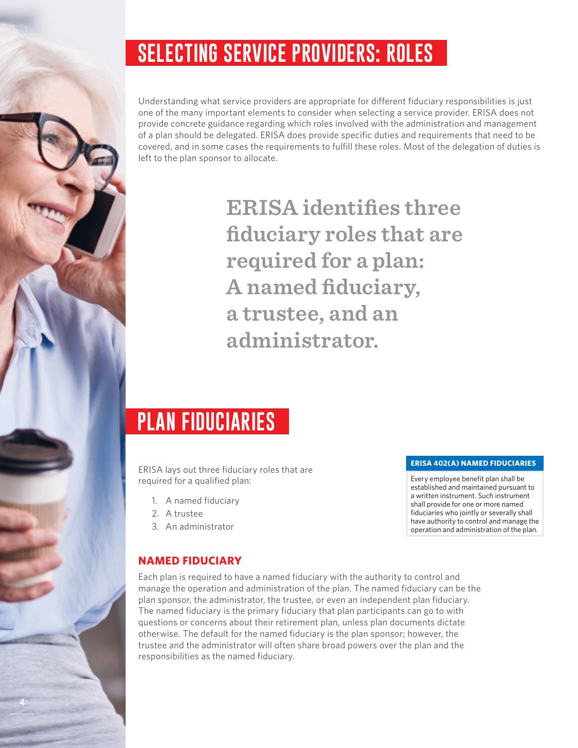# SELECTING SERVICE PROVIDERS: ROLES

Understanding what service providers are appropriate for different fiduciary responsibilities is just one of the many important elements to consider when selecting a service provider. ERISA does not provide concrete guidance regarding which roles involved with the administration and management of a plan should be delegated. ERISA does provide specific duties and requirements that need to be covered, and in some cases the requirements to fulfill these roles. Most of the delegation of duties is left to the plan sponsor to allocate.

**ERISA identifies three fiduciary roles that are required for a plan: A named fiduciary, a trustee, and an administrator.**

# PLAN FIDUCIARIES

ERISA lays out three fiduciary roles that are required for a qualified plan:

1. A named fiduciary
2. A trustee
3. An administrator

> **ERISA 402(A) NAMED FIDUCIARIES**
>
> Every employee benefit plan shall be established and maintained pursuant to a written instrument. Such instrument shall provide for one or more named fiduciaries who jointly or severally shall have authority to control and manage the operation and administration of the plan.

### NAMED FIDUCIARY

Each plan is required to have a named fiduciary with the authority to control and manage the operation and administration of the plan. The named fiduciary can be the plan sponsor, the administrator, the trustee, or even an independent plan fiduciary. The named fiduciary is the primary fiduciary that plan participants can go to with questions or concerns about their retirement plan, unless plan documents dictate otherwise. The default for the named fiduciary is the plan sponsor; however, the trustee and the administrator will often share broad powers over the plan and the responsibilities as the named fiduciary.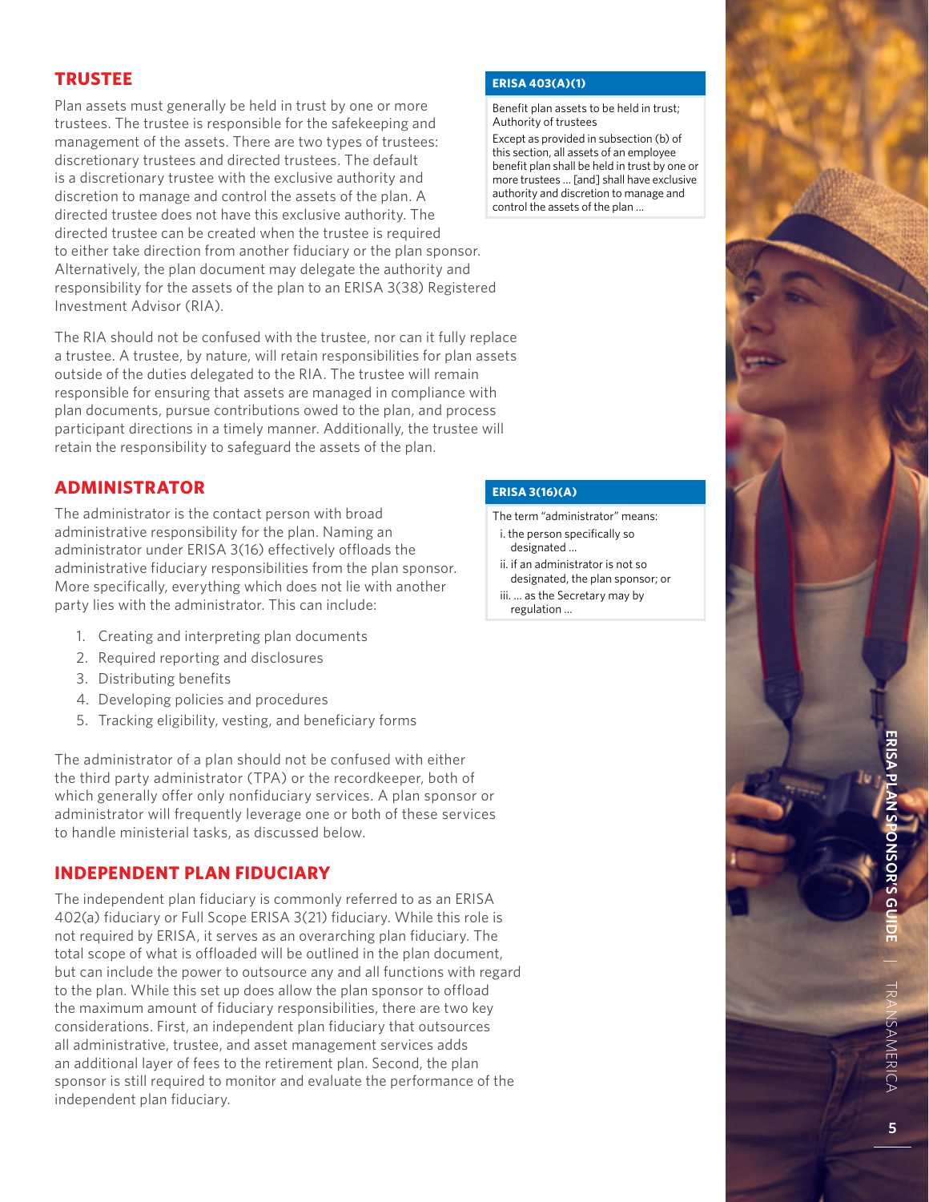## TRUSTEE

Plan assets must generally be held in trust by one or more trustees. The trustee is responsible for the safekeeping and management of the assets. There are two types of trustees: discretionary trustees and directed trustees. The default is a discretionary trustee with the exclusive authority and discretion to manage and control the assets of the plan. A directed trustee does not have this exclusive authority. The directed trustee can be created when the trustee is required to either take direction from another fiduciary or the plan sponsor. Alternatively, the plan document may delegate the authority and responsibility for the assets of the plan to an ERISA 3(38) Registered Investment Advisor (RIA).

> **ERISA 403(A)(1)**
>
> Benefit plan assets to be held in trust; Authority of trustees
>
> Except as provided in subsection (b) of this section, all assets of an employee benefit plan shall be held in trust by one or more trustees ... [and] shall have exclusive authority and discretion to manage and control the assets of the plan ...

The RIA should not be confused with the trustee, nor can it fully replace a trustee. A trustee, by nature, will retain responsibilities for plan assets outside of the duties delegated to the RIA. The trustee will remain responsible for ensuring that assets are managed in compliance with plan documents, pursue contributions owed to the plan, and process participant directions in a timely manner. Additionally, the trustee will retain the responsibility to safeguard the assets of the plan.

## ADMINISTRATOR

The administrator is the contact person with broad administrative responsibility for the plan. Naming an administrator under ERISA 3(16) effectively offloads the administrative fiduciary responsibilities from the plan sponsor. More specifically, everything which does not lie with another party lies with the administrator. This can include:

1. Creating and interpreting plan documents
2. Required reporting and disclosures
3. Distributing benefits
4. Developing policies and procedures
5. Tracking eligibility, vesting, and beneficiary forms

> **ERISA 3(16)(A)**
>
> The term "administrator" means:
>
> i. the person specifically so designated ...
>
> ii. if an administrator is not so designated, the plan sponsor; or
>
> iii. ... as the Secretary may by regulation ...

The administrator of a plan should not be confused with either the third party administrator (TPA) or the recordkeeper, both of which generally offer only nonfiduciary services. A plan sponsor or administrator will frequently leverage one or both of these services to handle ministerial tasks, as discussed below.

## INDEPENDENT PLAN FIDUCIARY

The independent plan fiduciary is commonly referred to as an ERISA 402(a) fiduciary or Full Scope ERISA 3(21) fiduciary. While this role is not required by ERISA, it serves as an overarching plan fiduciary. The total scope of what is offloaded will be outlined in the plan document, but can include the power to outsource any and all functions with regard to the plan. While this set up does allow the plan sponsor to offload the maximum amount of fiduciary responsibilities, there are two key considerations. First, an independent plan fiduciary that outsources all administrative, trustee, and asset management services adds an additional layer of fees to the retirement plan. Second, the plan sponsor is still required to monitor and evaluate the performance of the independent plan fiduciary.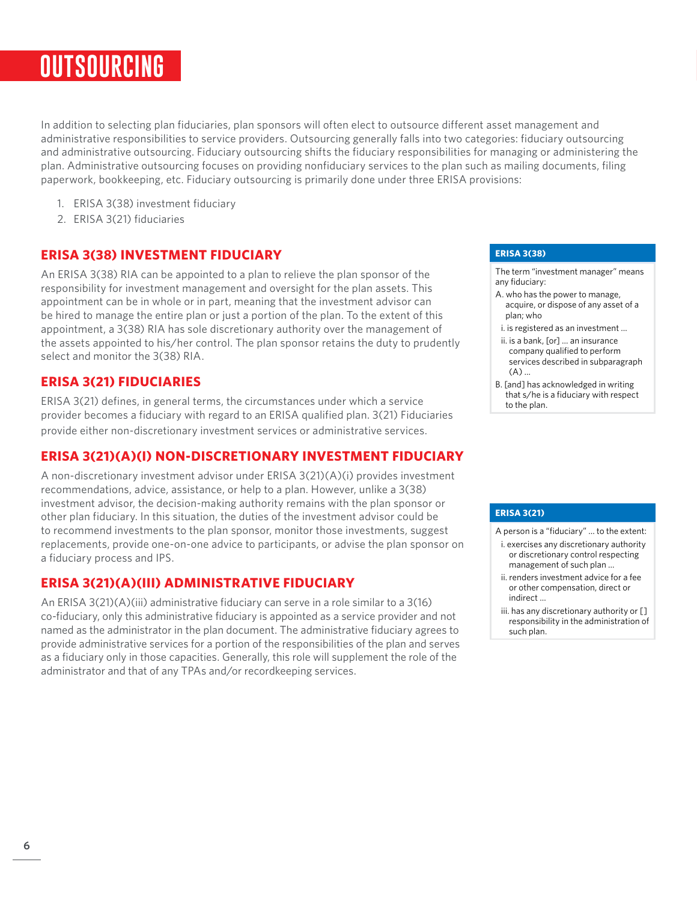# OUTSOURCING

In addition to selecting plan fiduciaries, plan sponsors will often elect to outsource different asset management and administrative responsibilities to service providers. Outsourcing generally falls into two categories: fiduciary outsourcing and administrative outsourcing. Fiduciary outsourcing shifts the fiduciary responsibilities for managing or administering the plan. Administrative outsourcing focuses on providing nonfiduciary services to the plan such as mailing documents, filing paperwork, bookkeeping, etc. Fiduciary outsourcing is primarily done under three ERISA provisions:

1. ERISA 3(38) investment fiduciary
2. ERISA 3(21) fiduciaries

## ERISA 3(38) INVESTMENT FIDUCIARY

An ERISA 3(38) RIA can be appointed to a plan to relieve the plan sponsor of the responsibility for investment management and oversight for the plan assets. This appointment can be in whole or in part, meaning that the investment advisor can be hired to manage the entire plan or just a portion of the plan. To the extent of this appointment, a 3(38) RIA has sole discretionary authority over the management of the assets appointed to his/her control. The plan sponsor retains the duty to prudently select and monitor the 3(38) RIA.

> **ERISA 3(38)**
>
> The term "investment manager" means any fiduciary:
>
> A. who has the power to manage, acquire, or dispose of any asset of a plan; who
>
> i. is registered as an investment ...
>
> ii. is a bank, [or] ... an insurance company qualified to perform services described in subparagraph (A) ...
>
> B. [and] has acknowledged in writing that s/he is a fiduciary with respect to the plan.

## ERISA 3(21) FIDUCIARIES

ERISA 3(21) defines, in general terms, the circumstances under which a service provider becomes a fiduciary with regard to an ERISA qualified plan. 3(21) Fiduciaries provide either non-discretionary investment services or administrative services.

## ERISA 3(21)(A)(I) NON-DISCRETIONARY INVESTMENT FIDUCIARY

A non-discretionary investment advisor under ERISA 3(21)(A)(i) provides investment recommendations, advice, assistance, or help to a plan. However, unlike a 3(38) investment advisor, the decision-making authority remains with the plan sponsor or other plan fiduciary. In this situation, the duties of the investment advisor could be to recommend investments to the plan sponsor, monitor those investments, suggest replacements, provide one-on-one advice to participants, or advise the plan sponsor on a fiduciary process and IPS.

> **ERISA 3(21)**
>
> A person is a "fiduciary" ... to the extent:
>
> i. exercises any discretionary authority or discretionary control respecting management of such plan ...
>
> ii. renders investment advice for a fee or other compensation, direct or indirect ...
>
> iii. has any discretionary authority or [] responsibility in the administration of such plan.

## ERISA 3(21)(A)(III) ADMINISTRATIVE FIDUCIARY

An ERISA 3(21)(A)(iii) administrative fiduciary can serve in a role similar to a 3(16) co-fiduciary, only this administrative fiduciary is appointed as a service provider and not named as the administrator in the plan document. The administrative fiduciary agrees to provide administrative services for a portion of the responsibilities of the plan and serves as a fiduciary only in those capacities. Generally, this role will supplement the role of the administrator and that of any TPAs and/or recordkeeping services.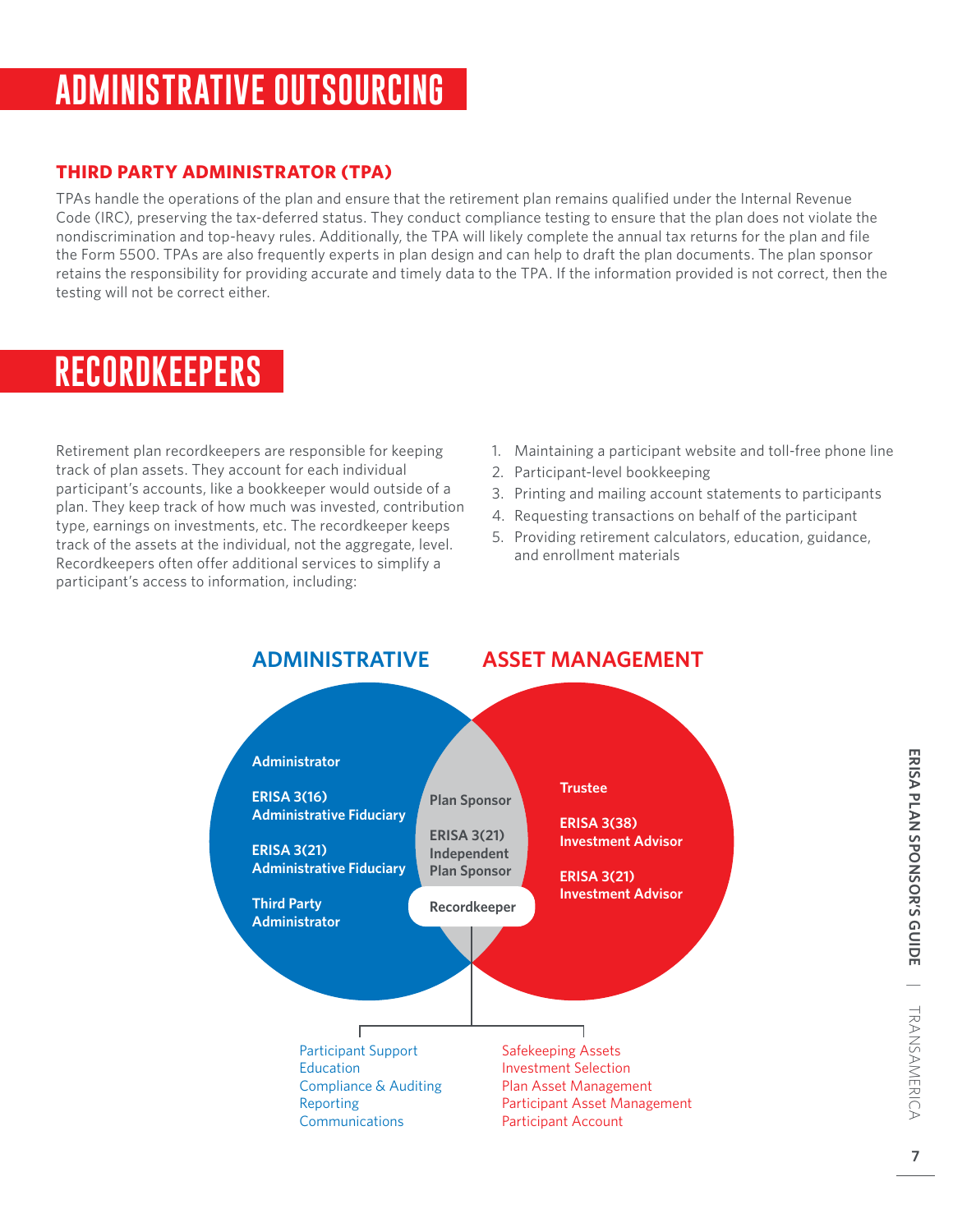# ADMINISTRATIVE OUTSOURCING

### THIRD PARTY ADMINISTRATOR (TPA)

TPAs handle the operations of the plan and ensure that the retirement plan remains qualified under the Internal Revenue Code (IRC), preserving the tax-deferred status. They conduct compliance testing to ensure that the plan does not violate the nondiscrimination and top-heavy rules. Additionally, the TPA will likely complete the annual tax returns for the plan and file the Form 5500. TPAs are also frequently experts in plan design and can help to draft the plan documents. The plan sponsor retains the responsibility for providing accurate and timely data to the TPA. If the information provided is not correct, then the testing will not be correct either.

# RECORDKEEPERS

Retirement plan recordkeepers are responsible for keeping track of plan assets. They account for each individual participant's accounts, like a bookkeeper would outside of a plan. They keep track of how much was invested, contribution type, earnings on investments, etc. The recordkeeper keeps track of the assets at the individual, not the aggregate, level. Recordkeepers often offer additional services to simplify a participant's access to information, including:

1. Maintaining a participant website and toll-free phone line
2. Participant-level bookkeeping
3. Printing and mailing account statements to participants
4. Requesting transactions on behalf of the participant
5. Providing retirement calculators, education, guidance, and enrollment materials

**ADMINISTRATIVE** | **ASSET MANAGEMENT**

**Administrative:**
- Administrator
- ERISA 3(16) Administrative Fiduciary
- ERISA 3(21) Administrative Fiduciary
- Third Party Administrator

**Shared (overlap):**
- Plan Sponsor
- ERISA 3(21) Independent Plan Sponsor
- Recordkeeper

**Asset Management:**
- Trustee
- ERISA 3(38) Investment Advisor
- ERISA 3(21) Investment Advisor

**Administrative functions:**
Participant Support
Education
Compliance & Auditing
Reporting
Communications

**Asset management functions:**
Safekeeping Assets
Investment Selection
Plan Asset Management
Participant Asset Management
Participant Account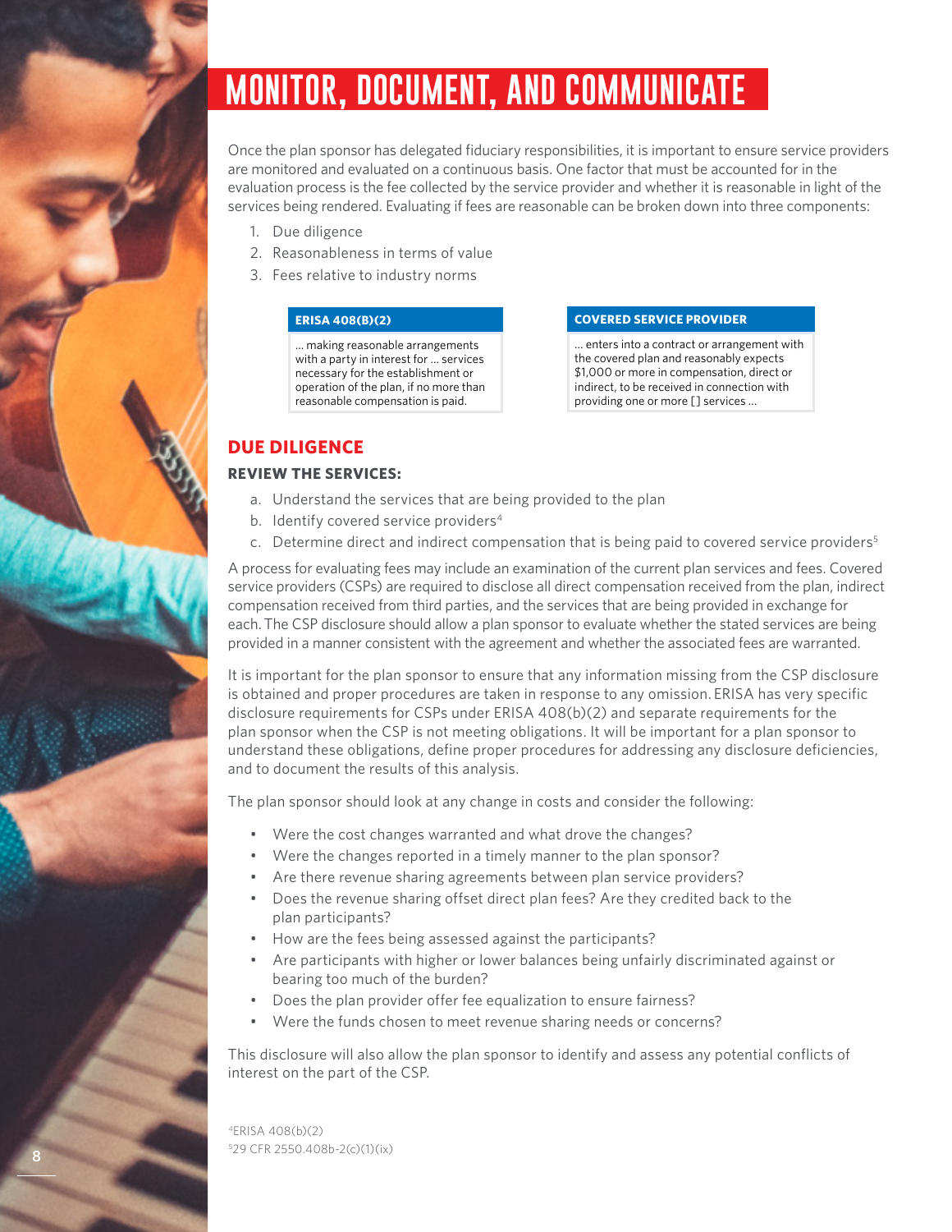# MONITOR, DOCUMENT, AND COMMUNICATE

Once the plan sponsor has delegated fiduciary responsibilities, it is important to ensure service providers are monitored and evaluated on a continuous basis. One factor that must be accounted for in the evaluation process is the fee collected by the service provider and whether it is reasonable in light of the services being rendered. Evaluating if fees are reasonable can be broken down into three components:

1. Due diligence
2. Reasonableness in terms of value
3. Fees relative to industry norms

**ERISA 408(B)(2)**

... making reasonable arrangements with a party in interest for ... services necessary for the establishment or operation of the plan, if no more than reasonable compensation is paid.

**COVERED SERVICE PROVIDER**

... enters into a contract or arrangement with the covered plan and reasonably expects $1,000 or more in compensation, direct or indirect, to be received in connection with providing one or more [] services ...

## DUE DILIGENCE

### REVIEW THE SERVICES:

a. Understand the services that are being provided to the plan
b. Identify covered service providers[4]
c. Determine direct and indirect compensation that is being paid to covered service providers[5]

A process for evaluating fees may include an examination of the current plan services and fees. Covered service providers (CSPs) are required to disclose all direct compensation received from the plan, indirect compensation received from third parties, and the services that are being provided in exchange for each. The CSP disclosure should allow a plan sponsor to evaluate whether the stated services are being provided in a manner consistent with the agreement and whether the associated fees are warranted.

It is important for the plan sponsor to ensure that any information missing from the CSP disclosure is obtained and proper procedures are taken in response to any omission. ERISA has very specific disclosure requirements for CSPs under ERISA 408(b)(2) and separate requirements for the plan sponsor when the CSP is not meeting obligations. It will be important for a plan sponsor to understand these obligations, define proper procedures for addressing any disclosure deficiencies, and to document the results of this analysis.

The plan sponsor should look at any change in costs and consider the following:

- Were the cost changes warranted and what drove the changes?
- Were the changes reported in a timely manner to the plan sponsor?
- Are there revenue sharing agreements between plan service providers?
- Does the revenue sharing offset direct plan fees? Are they credited back to the plan participants?
- How are the fees being assessed against the participants?
- Are participants with higher or lower balances being unfairly discriminated against or bearing too much of the burden?
- Does the plan provider offer fee equalization to ensure fairness?
- Were the funds chosen to meet revenue sharing needs or concerns?

This disclosure will also allow the plan sponsor to identify and assess any potential conflicts of interest on the part of the CSP.

[4]ERISA 408(b)(2)
[5]29 CFR 2550.408b-2(c)(1)(ix)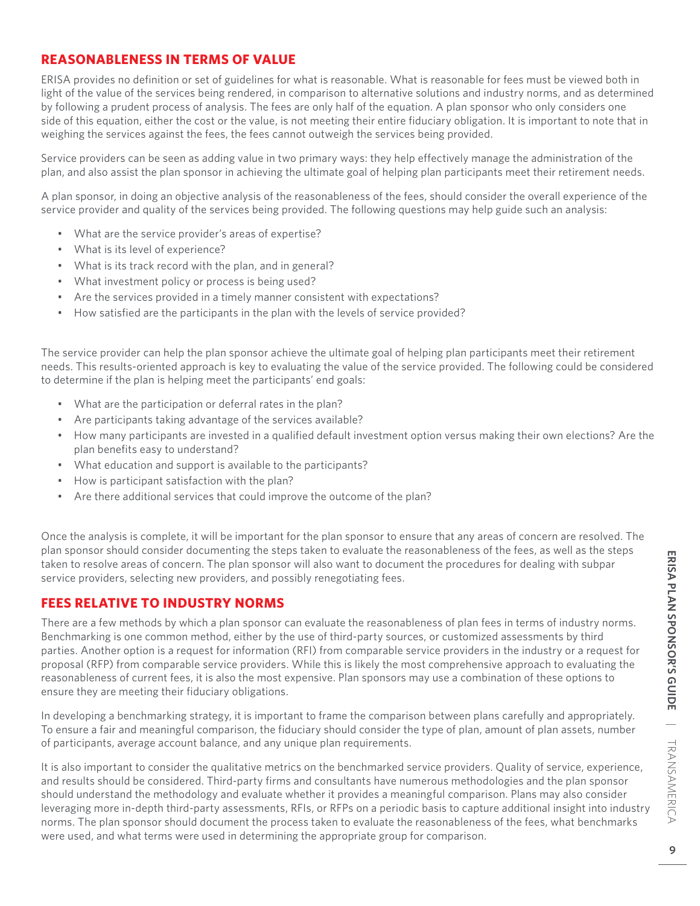## REASONABLENESS IN TERMS OF VALUE

ERISA provides no definition or set of guidelines for what is reasonable. What is reasonable for fees must be viewed both in light of the value of the services being rendered, in comparison to alternative solutions and industry norms, and as determined by following a prudent process of analysis. The fees are only half of the equation. A plan sponsor who only considers one side of this equation, either the cost or the value, is not meeting their entire fiduciary obligation. It is important to note that in weighing the services against the fees, the fees cannot outweigh the services being provided.

Service providers can be seen as adding value in two primary ways: they help effectively manage the administration of the plan, and also assist the plan sponsor in achieving the ultimate goal of helping plan participants meet their retirement needs.

A plan sponsor, in doing an objective analysis of the reasonableness of the fees, should consider the overall experience of the service provider and quality of the services being provided. The following questions may help guide such an analysis:

- What are the service provider's areas of expertise?
- What is its level of experience?
- What is its track record with the plan, and in general?
- What investment policy or process is being used?
- Are the services provided in a timely manner consistent with expectations?
- How satisfied are the participants in the plan with the levels of service provided?

The service provider can help the plan sponsor achieve the ultimate goal of helping plan participants meet their retirement needs. This results-oriented approach is key to evaluating the value of the service provided. The following could be considered to determine if the plan is helping meet the participants' end goals:

- What are the participation or deferral rates in the plan?
- Are participants taking advantage of the services available?
- How many participants are invested in a qualified default investment option versus making their own elections? Are the plan benefits easy to understand?
- What education and support is available to the participants?
- How is participant satisfaction with the plan?
- Are there additional services that could improve the outcome of the plan?

Once the analysis is complete, it will be important for the plan sponsor to ensure that any areas of concern are resolved. The plan sponsor should consider documenting the steps taken to evaluate the reasonableness of the fees, as well as the steps taken to resolve areas of concern. The plan sponsor will also want to document the procedures for dealing with subpar service providers, selecting new providers, and possibly renegotiating fees.

## FEES RELATIVE TO INDUSTRY NORMS

There are a few methods by which a plan sponsor can evaluate the reasonableness of plan fees in terms of industry norms. Benchmarking is one common method, either by the use of third-party sources, or customized assessments by third parties. Another option is a request for information (RFI) from comparable service providers in the industry or a request for proposal (RFP) from comparable service providers. While this is likely the most comprehensive approach to evaluating the reasonableness of current fees, it is also the most expensive. Plan sponsors may use a combination of these options to ensure they are meeting their fiduciary obligations.

In developing a benchmarking strategy, it is important to frame the comparison between plans carefully and appropriately. To ensure a fair and meaningful comparison, the fiduciary should consider the type of plan, amount of plan assets, number of participants, average account balance, and any unique plan requirements.

It is also important to consider the qualitative metrics on the benchmarked service providers. Quality of service, experience, and results should be considered. Third-party firms and consultants have numerous methodologies and the plan sponsor should understand the methodology and evaluate whether it provides a meaningful comparison. Plans may also consider leveraging more in-depth third-party assessments, RFIs, or RFPs on a periodic basis to capture additional insight into industry norms. The plan sponsor should document the process taken to evaluate the reasonableness of the fees, what benchmarks were used, and what terms were used in determining the appropriate group for comparison.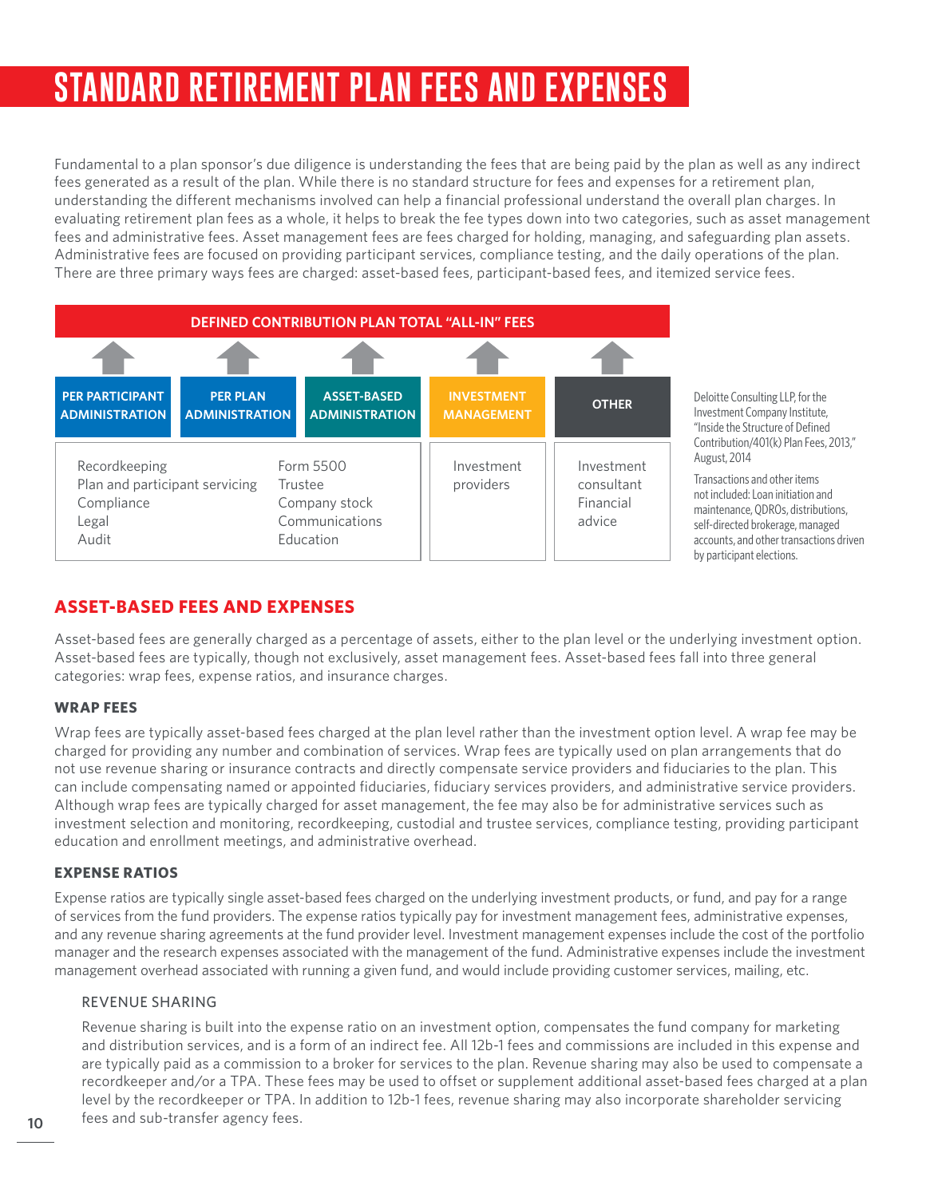# STANDARD RETIREMENT PLAN FEES AND EXPENSES

Fundamental to a plan sponsor's due diligence is understanding the fees that are being paid by the plan as well as any indirect fees generated as a result of the plan. While there is no standard structure for fees and expenses for a retirement plan, understanding the different mechanisms involved can help a financial professional understand the overall plan charges. In evaluating retirement plan fees as a whole, it helps to break the fee types down into two categories, such as asset management fees and administrative fees. Asset management fees are fees charged for holding, managing, and safeguarding plan assets. Administrative fees are focused on providing participant services, compliance testing, and the daily operations of the plan. There are three primary ways fees are charged: asset-based fees, participant-based fees, and itemized service fees.

**DEFINED CONTRIBUTION PLAN TOTAL "ALL-IN" FEES**

| PER PARTICIPANT ADMINISTRATION | PER PLAN ADMINISTRATION | ASSET-BASED ADMINISTRATION | INVESTMENT MANAGEMENT | OTHER |
|---|---|---|---|---|
| Recordkeeping<br>Plan and participant servicing<br>Compliance<br>Legal<br>Audit | Form 5500<br>Trustee<br>Company stock<br>Communications<br>Education | | Investment providers | Investment consultant<br>Financial advice |

Deloitte Consulting LLP, for the Investment Company Institute, "Inside the Structure of Defined Contribution/401(k) Plan Fees, 2013," August, 2014

Transactions and other items not included: Loan initiation and maintenance, QDROs, distributions, self-directed brokerage, managed accounts, and other transactions driven by participant elections.

## ASSET-BASED FEES AND EXPENSES

Asset-based fees are generally charged as a percentage of assets, either to the plan level or the underlying investment option. Asset-based fees are typically, though not exclusively, asset management fees. Asset-based fees fall into three general categories: wrap fees, expense ratios, and insurance charges.

### WRAP FEES

Wrap fees are typically asset-based fees charged at the plan level rather than the investment option level. A wrap fee may be charged for providing any number and combination of services. Wrap fees are typically used on plan arrangements that do not use revenue sharing or insurance contracts and directly compensate service providers and fiduciaries to the plan. This can include compensating named or appointed fiduciaries, fiduciary services providers, and administrative service providers. Although wrap fees are typically charged for asset management, the fee may also be for administrative services such as investment selection and monitoring, recordkeeping, custodial and trustee services, compliance testing, providing participant education and enrollment meetings, and administrative overhead.

### EXPENSE RATIOS

Expense ratios are typically single asset-based fees charged on the underlying investment products, or fund, and pay for a range of services from the fund providers. The expense ratios typically pay for investment management fees, administrative expenses, and any revenue sharing agreements at the fund provider level. Investment management expenses include the cost of the portfolio manager and the research expenses associated with the management of the fund. Administrative expenses include the investment management overhead associated with running a given fund, and would include providing customer services, mailing, etc.

#### REVENUE SHARING

Revenue sharing is built into the expense ratio on an investment option, compensates the fund company for marketing and distribution services, and is a form of an indirect fee. All 12b-1 fees and commissions are included in this expense and are typically paid as a commission to a broker for services to the plan. Revenue sharing may also be used to compensate a recordkeeper and/or a TPA. These fees may be used to offset or supplement additional asset-based fees charged at a plan level by the recordkeeper or TPA. In addition to 12b-1 fees, revenue sharing may also incorporate shareholder servicing fees and sub-transfer agency fees.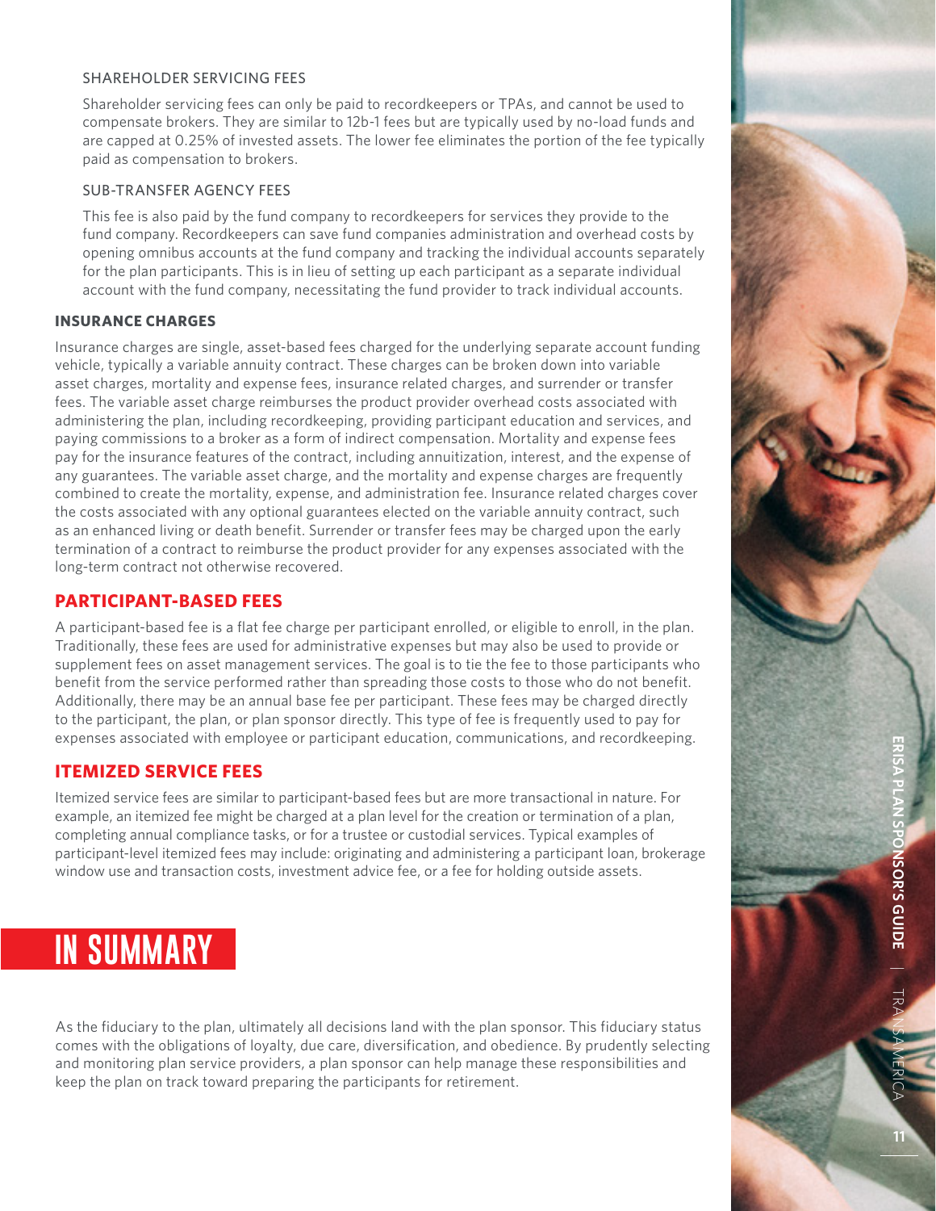#### SHAREHOLDER SERVICING FEES

Shareholder servicing fees can only be paid to recordkeepers or TPAs, and cannot be used to compensate brokers. They are similar to 12b-1 fees but are typically used by no-load funds and are capped at 0.25% of invested assets. The lower fee eliminates the portion of the fee typically paid as compensation to brokers.

#### SUB-TRANSFER AGENCY FEES

This fee is also paid by the fund company to recordkeepers for services they provide to the fund company. Recordkeepers can save fund companies administration and overhead costs by opening omnibus accounts at the fund company and tracking the individual accounts separately for the plan participants. This is in lieu of setting up each participant as a separate individual account with the fund company, necessitating the fund provider to track individual accounts.

### INSURANCE CHARGES

Insurance charges are single, asset-based fees charged for the underlying separate account funding vehicle, typically a variable annuity contract. These charges can be broken down into variable asset charges, mortality and expense fees, insurance related charges, and surrender or transfer fees. The variable asset charge reimburses the product provider overhead costs associated with administering the plan, including recordkeeping, providing participant education and services, and paying commissions to a broker as a form of indirect compensation. Mortality and expense fees pay for the insurance features of the contract, including annuitization, interest, and the expense of any guarantees. The variable asset charge, and the mortality and expense charges are frequently combined to create the mortality, expense, and administration fee. Insurance related charges cover the costs associated with any optional guarantees elected on the variable annuity contract, such as an enhanced living or death benefit. Surrender or transfer fees may be charged upon the early termination of a contract to reimburse the product provider for any expenses associated with the long-term contract not otherwise recovered.

## PARTICIPANT-BASED FEES

A participant-based fee is a flat fee charge per participant enrolled, or eligible to enroll, in the plan. Traditionally, these fees are used for administrative expenses but may also be used to provide or supplement fees on asset management services. The goal is to tie the fee to those participants who benefit from the service performed rather than spreading those costs to those who do not benefit. Additionally, there may be an annual base fee per participant. These fees may be charged directly to the participant, the plan, or plan sponsor directly. This type of fee is frequently used to pay for expenses associated with employee or participant education, communications, and recordkeeping.

## ITEMIZED SERVICE FEES

Itemized service fees are similar to participant-based fees but are more transactional in nature. For example, an itemized fee might be charged at a plan level for the creation or termination of a plan, completing annual compliance tasks, or for a trustee or custodial services. Typical examples of participant-level itemized fees may include: originating and administering a participant loan, brokerage window use and transaction costs, investment advice fee, or a fee for holding outside assets.

# IN SUMMARY

As the fiduciary to the plan, ultimately all decisions land with the plan sponsor. This fiduciary status comes with the obligations of loyalty, due care, diversification, and obedience. By prudently selecting and monitoring plan service providers, a plan sponsor can help manage these responsibilities and keep the plan on track toward preparing the participants for retirement.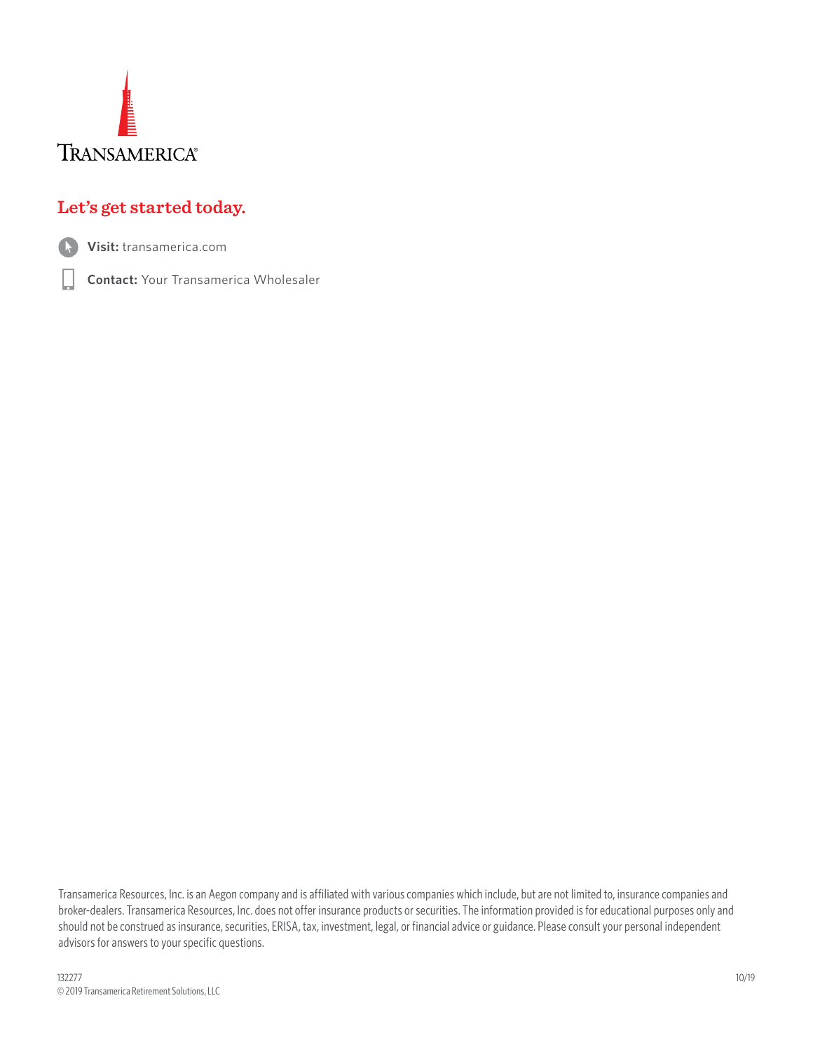TRANSAMERICA®

## Let's get started today.

**Visit:** transamerica.com

**Contact:** Your Transamerica Wholesaler

Transamerica Resources, Inc. is an Aegon company and is affiliated with various companies which include, but are not limited to, insurance companies and broker-dealers. Transamerica Resources, Inc. does not offer insurance products or securities. The information provided is for educational purposes only and should not be construed as insurance, securities, ERISA, tax, investment, legal, or financial advice or guidance. Please consult your personal independent advisors for answers to your specific questions.

132277
© 2019 Transamerica Retirement Solutions, LLC

10/19